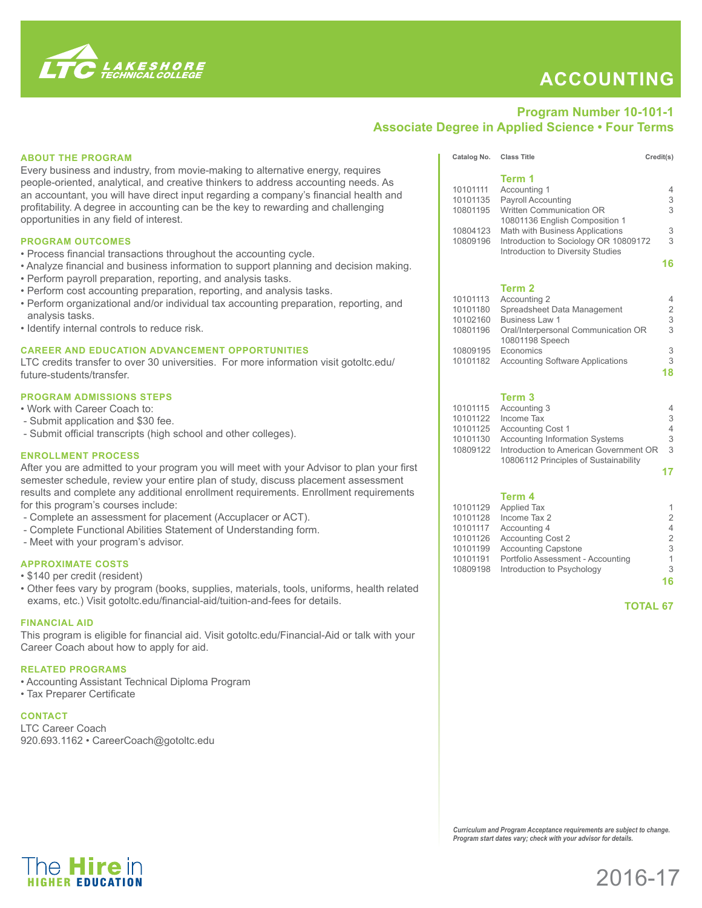# ACCOUNTING

LTC Lakeshore Technical College

## Program Number 10-101-1
## Associate Degree in Applied Science • Four Terms

### ABOUT THE PROGRAM

Every business and industry, from movie-making to alternative energy, requires people-oriented, analytical, and creative thinkers to address accounting needs. As an accountant, you will have direct input regarding a company's financial health and profitability. A degree in accounting can be the key to rewarding and challenging opportunities in any field of interest.

### PROGRAM OUTCOMES

- Process financial transactions throughout the accounting cycle.
- Analyze financial and business information to support planning and decision making.
- Perform payroll preparation, reporting, and analysis tasks.
- Perform cost accounting preparation, reporting, and analysis tasks.
- Perform organizational and/or individual tax accounting preparation, reporting, and analysis tasks.
- Identify internal controls to reduce risk.

### CAREER AND EDUCATION ADVANCEMENT OPPORTUNITIES

LTC credits transfer to over 30 universities. For more information visit gotoltc.edu/future-students/transfer.

### PROGRAM ADMISSIONS STEPS

- Work with Career Coach to:
  - Submit application and $30 fee.
  - Submit official transcripts (high school and other colleges).

### ENROLLMENT PROCESS

After you are admitted to your program you will meet with your Advisor to plan your first semester schedule, review your entire plan of study, discuss placement assessment results and complete any additional enrollment requirements. Enrollment requirements for this program's courses include:

- Complete an assessment for placement (Accuplacer or ACT).
- Complete Functional Abilities Statement of Understanding form.
- Meet with your program's advisor.

### APPROXIMATE COSTS

- $140 per credit (resident)
- Other fees vary by program (books, supplies, materials, tools, uniforms, health related exams, etc.) Visit gotoltc.edu/financial-aid/tuition-and-fees for details.

### FINANCIAL AID

This program is eligible for financial aid. Visit gotoltc.edu/Financial-Aid or talk with your Career Coach about how to apply for aid.

### RELATED PROGRAMS

- Accounting Assistant Technical Diploma Program
- Tax Preparer Certificate

### CONTACT

LTC Career Coach
920.693.1162 • CareerCoach@gotoltc.edu

| Catalog No. | Class Title | Credit(s) |
|---|---|---|
| | **Term 1** | |
| 10101111 | Accounting 1 | 4 |
| 10101135 | Payroll Accounting | 3 |
| 10801195 | Written Communication OR 10801136 English Composition 1 | 3 |
| 10804123 | Math with Business Applications | 3 |
| 10809196 | Introduction to Sociology OR 10809172 Introduction to Diversity Studies | 3 |
| | | **16** |
| | **Term 2** | |
| 10101113 | Accounting 2 | 4 |
| 10101180 | Spreadsheet Data Management | 2 |
| 10102160 | Business Law 1 | 3 |
| 10801196 | Oral/Interpersonal Communication OR 10801198 Speech | 3 |
| 10809195 | Economics | 3 |
| 10101182 | Accounting Software Applications | 3 |
| | | **18** |
| | **Term 3** | |
| 10101115 | Accounting 3 | 4 |
| 10101122 | Income Tax | 3 |
| 10101125 | Accounting Cost 1 | 4 |
| 10101130 | Accounting Information Systems | 3 |
| 10809122 | Introduction to American Government OR 10806112 Principles of Sustainability | 3 |
| | | **17** |
| | **Term 4** | |
| 10101129 | Applied Tax | 1 |
| 10101128 | Income Tax 2 | 2 |
| 10101117 | Accounting 4 | 4 |
| 10101126 | Accounting Cost 2 | 2 |
| 10101199 | Accounting Capstone | 3 |
| 10101191 | Portfolio Assessment - Accounting | 1 |
| 10809198 | Introduction to Psychology | 3 |
| | | **16** |
| | | **TOTAL 67** |

*Curriculum and Program Acceptance requirements are subject to change. Program start dates vary; check with your advisor for details.*

The Hire in HIGHER EDUCATION

2016-17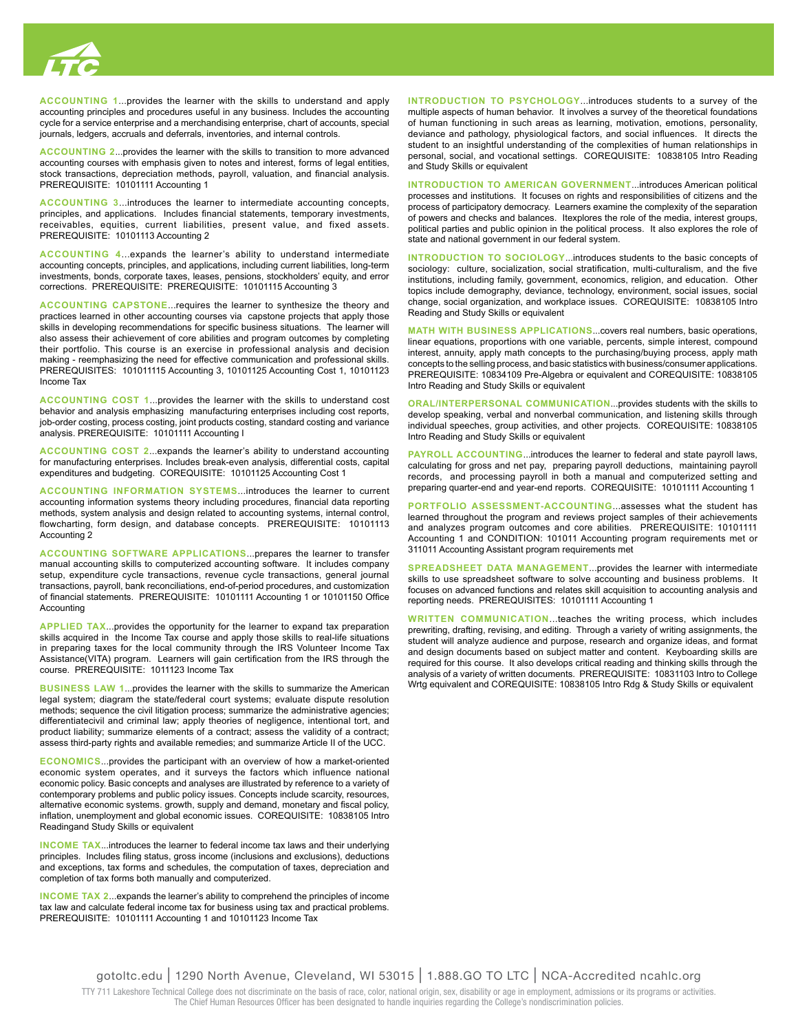**ACCOUNTING 1**...provides the learner with the skills to understand and apply accounting principles and procedures useful in any business. Includes the accounting cycle for a service enterprise and a merchandising enterprise, chart of accounts, special journals, ledgers, accruals and deferrals, inventories, and internal controls.

**ACCOUNTING 2**...provides the learner with the skills to transition to more advanced accounting courses with emphasis given to notes and interest, forms of legal entities, stock transactions, depreciation methods, payroll, valuation, and financial analysis. PREREQUISITE: 10101111 Accounting 1

**ACCOUNTING 3**...introduces the learner to intermediate accounting concepts, principles, and applications. Includes financial statements, temporary investments, receivables, equities, current liabilities, present value, and fixed assets. PREREQUISITE: 10101113 Accounting 2

**ACCOUNTING 4**...expands the learner's ability to understand intermediate accounting concepts, principles, and applications, including current liabilities, long-term investments, bonds, corporate taxes, leases, pensions, stockholders' equity, and error corrections. PREREQUISITE: PREREQUISITE: 10101115 Accounting 3

**ACCOUNTING CAPSTONE**...requires the learner to synthesize the theory and practices learned in other accounting courses via capstone projects that apply those skills in developing recommendations for specific business situations. The learner will also assess their achievement of core abilities and program outcomes by completing their portfolio. This course is an exercise in professional analysis and decision making - reemphasizing the need for effective communication and professional skills. PREREQUISITES: 101011115 Accounting 3, 10101125 Accounting Cost 1, 10101123 Income Tax

**ACCOUNTING COST 1**...provides the learner with the skills to understand cost behavior and analysis emphasizing manufacturing enterprises including cost reports, job-order costing, process costing, joint products costing, standard costing and variance analysis. PREREQUISITE: 10101111 Accounting I

**ACCOUNTING COST 2**...expands the learner's ability to understand accounting for manufacturing enterprises. Includes break-even analysis, differential costs, capital expenditures and budgeting. COREQUISITE: 10101125 Accounting Cost 1

**ACCOUNTING INFORMATION SYSTEMS**...introduces the learner to current accounting information systems theory including procedures, financial data reporting methods, system analysis and design related to accounting systems, internal control, flowcharting, form design, and database concepts. PREREQUISITE: 10101113 Accounting 2

**ACCOUNTING SOFTWARE APPLICATIONS**...prepares the learner to transfer manual accounting skills to computerized accounting software. It includes company setup, expenditure cycle transactions, revenue cycle transactions, general journal transactions, payroll, bank reconciliations, end-of-period procedures, and customization of financial statements. PREREQUISITE: 10101111 Accounting 1 or 10101150 Office Accounting

**APPLIED TAX**...provides the opportunity for the learner to expand tax preparation skills acquired in the Income Tax course and apply those skills to real-life situations in preparing taxes for the local community through the IRS Volunteer Income Tax Assistance(VITA) program. Learners will gain certification from the IRS through the course. PREREQUISITE: 1011123 Income Tax

**BUSINESS LAW 1**...provides the learner with the skills to summarize the American legal system; diagram the state/federal court systems; evaluate dispute resolution methods; sequence the civil litigation process; summarize the administrative agencies; differentiatecivil and criminal law; apply theories of negligence, intentional tort, and product liability; summarize elements of a contract; assess the validity of a contract; assess third-party rights and available remedies; and summarize Article II of the UCC.

**ECONOMICS**...provides the participant with an overview of how a market-oriented economic system operates, and it surveys the factors which influence national economic policy. Basic concepts and analyses are illustrated by reference to a variety of contemporary problems and public policy issues. Concepts include scarcity, resources, alternative economic systems. growth, supply and demand, monetary and fiscal policy, inflation, unemployment and global economic issues. COREQUISITE: 10838105 Intro Readingand Study Skills or equivalent

**INCOME TAX**...introduces the learner to federal income tax laws and their underlying principles. Includes filing status, gross income (inclusions and exclusions), deductions and exceptions, tax forms and schedules, the computation of taxes, depreciation and completion of tax forms both manually and computerized.

**INCOME TAX 2**...expands the learner's ability to comprehend the principles of income tax law and calculate federal income tax for business using tax and practical problems. PREREQUISITE: 10101111 Accounting 1 and 10101123 Income Tax

**INTRODUCTION TO PSYCHOLOGY**...introduces students to a survey of the multiple aspects of human behavior. It involves a survey of the theoretical foundations of human functioning in such areas as learning, motivation, emotions, personality, deviance and pathology, physiological factors, and social influences. It directs the student to an insightful understanding of the complexities of human relationships in personal, social, and vocational settings. COREQUISITE: 10838105 Intro Reading and Study Skills or equivalent

**INTRODUCTION TO AMERICAN GOVERNMENT**...introduces American political processes and institutions. It focuses on rights and responsibilities of citizens and the process of participatory democracy. Learners examine the complexity of the separation of powers and checks and balances. Itexplores the role of the media, interest groups, political parties and public opinion in the political process. It also explores the role of state and national government in our federal system.

**INTRODUCTION TO SOCIOLOGY**...introduces students to the basic concepts of sociology: culture, socialization, social stratification, multi-culturalism, and the five institutions, including family, government, economics, religion, and education. Other topics include demography, deviance, technology, environment, social issues, social change, social organization, and workplace issues. COREQUISITE: 10838105 Intro Reading and Study Skills or equivalent

**MATH WITH BUSINESS APPLICATIONS**...covers real numbers, basic operations, linear equations, proportions with one variable, percents, simple interest, compound interest, annuity, apply math concepts to the purchasing/buying process, apply math concepts to the selling process, and basic statistics with business/consumer applications. PREREQUISITE: 10834109 Pre-Algebra or equivalent and COREQUISITE: 10838105 Intro Reading and Study Skills or equivalent

**ORAL/INTERPERSONAL COMMUNICATION**...provides students with the skills to develop speaking, verbal and nonverbal communication, and listening skills through individual speeches, group activities, and other projects. COREQUISITE: 10838105 Intro Reading and Study Skills or equivalent

**PAYROLL ACCOUNTING**...introduces the learner to federal and state payroll laws, calculating for gross and net pay, preparing payroll deductions, maintaining payroll records, and processing payroll in both a manual and computerized setting and preparing quarter-end and year-end reports. COREQUISITE: 10101111 Accounting 1

**PORTFOLIO ASSESSMENT-ACCOUNTING**...assesses what the student has learned throughout the program and reviews project samples of their achievements and analyzes program outcomes and core abilities. PREREQUISITE: 10101111 Accounting 1 and CONDITION: 101011 Accounting program requirements met or 311011 Accounting Assistant program requirements met

**SPREADSHEET DATA MANAGEMENT**...provides the learner with intermediate skills to use spreadsheet software to solve accounting and business problems. It focuses on advanced functions and relates skill acquisition to accounting analysis and reporting needs. PREREQUISITES: 10101111 Accounting 1

**WRITTEN COMMUNICATION**...teaches the writing process, which includes prewriting, drafting, revising, and editing. Through a variety of writing assignments, the student will analyze audience and purpose, research and organize ideas, and format and design documents based on subject matter and content. Keyboarding skills are required for this course. It also develops critical reading and thinking skills through the analysis of a variety of written documents. PREREQUISITE: 10831103 Intro to College Wrtg equivalent and COREQUISITE: 10838105 Intro Rdg & Study Skills or equivalent

gotoltc.edu | 1290 North Avenue, Cleveland, WI 53015 | 1.888.GO TO LTC | NCA-Accredited ncahlc.org

TTY 711 Lakeshore Technical College does not discriminate on the basis of race, color, national origin, sex, disability or age in employment, admissions or its programs or activities. The Chief Human Resources Officer has been designated to handle inquiries regarding the College's nondiscrimination policies.